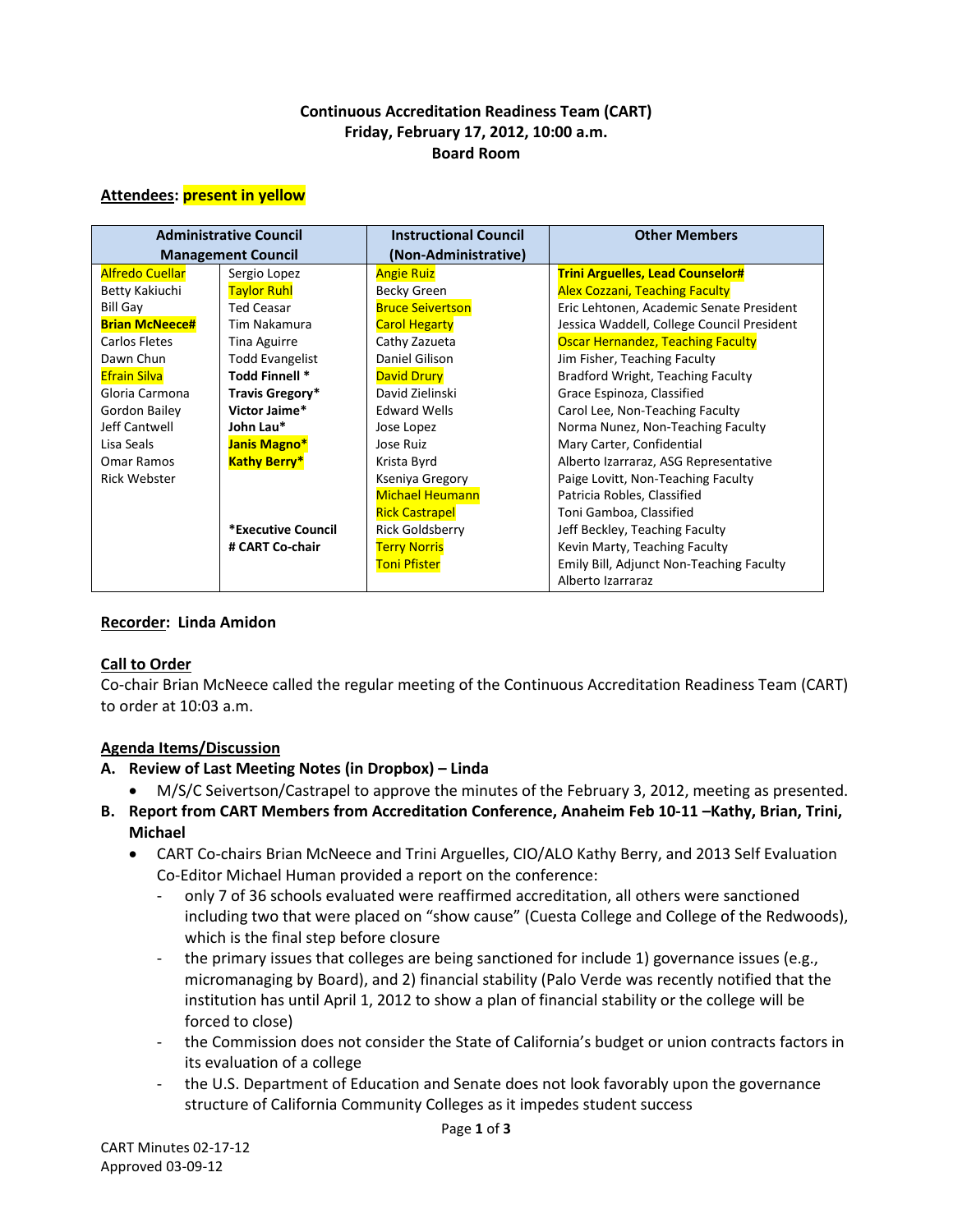# Continuous Accreditation Readiness Team (CART)
## Friday, February 17, 2012, 10:00 a.m.
## Board Room

**Attendees**: **present in yellow**

| Administrative Council | Management Council | Instructional Council (Non-Administrative) | Other Members |
|---|---|---|---|
| Alfredo Cuellar | Sergio Lopez | Angie Ruiz | **Trini Arguelles, Lead Counselor#** |
| Betty Kakiuchi | Taylor Ruhl | Becky Green | Alex Cozzani, Teaching Faculty |
| Bill Gay | Ted Ceasar | Bruce Seivertson | Eric Lehtonen, Academic Senate President |
| **Brian McNeece#** | Tim Nakamura | Carol Hegarty | Jessica Waddell, College Council President |
| Carlos Fletes | Tina Aguirre | Cathy Zazueta | Oscar Hernandez, Teaching Faculty |
| Dawn Chun | Todd Evangelist | Daniel Gilison | Jim Fisher, Teaching Faculty |
| Efrain Silva | **Todd Finnell \*** | David Drury | Bradford Wright, Teaching Faculty |
| Gloria Carmona | **Travis Gregory\*** | David Zielinski | Grace Espinoza, Classified |
| Gordon Bailey | **Victor Jaime\*** | Edward Wells | Carol Lee, Non-Teaching Faculty |
| Jeff Cantwell | **John Lau\*** | Jose Lopez | Norma Nunez, Non-Teaching Faculty |
| Lisa Seals | **Janis Magno\*** | Jose Ruiz | Mary Carter, Confidential |
| Omar Ramos | **Kathy Berry\*** | Krista Byrd | Alberto Izarraraz, ASG Representative |
| Rick Webster | | Kseniya Gregory | Paige Lovitt, Non-Teaching Faculty |
| | | Michael Heumann | Patricia Robles, Classified |
| | | Rick Castrapel | Toni Gamboa, Classified |
| | **\*Executive Council** | Rick Goldsberry | Jeff Beckley, Teaching Faculty |
| | **# CART Co-chair** | Terry Norris | Kevin Marty, Teaching Faculty |
| | | Toni Pfister | Emily Bill, Adjunct Non-Teaching Faculty |
| | | | Alberto Izarraraz |

**Recorder: Linda Amidon**

**Call to Order**

Co-chair Brian McNeece called the regular meeting of the Continuous Accreditation Readiness Team (CART) to order at 10:03 a.m.

**Agenda Items/Discussion**

**A. Review of Last Meeting Notes (in Dropbox) – Linda**

- M/S/C Seivertson/Castrapel to approve the minutes of the February 3, 2012, meeting as presented.

**B. Report from CART Members from Accreditation Conference, Anaheim Feb 10-11 –Kathy, Brian, Trini, Michael**

- CART Co-chairs Brian McNeece and Trini Arguelles, CIO/ALO Kathy Berry, and 2013 Self Evaluation Co-Editor Michael Human provided a report on the conference:
  - only 7 of 36 schools evaluated were reaffirmed accreditation, all others were sanctioned including two that were placed on "show cause" (Cuesta College and College of the Redwoods), which is the final step before closure
  - the primary issues that colleges are being sanctioned for include 1) governance issues (e.g., micromanaging by Board), and 2) financial stability (Palo Verde was recently notified that the institution has until April 1, 2012 to show a plan of financial stability or the college will be forced to close)
  - the Commission does not consider the State of California's budget or union contracts factors in its evaluation of a college
  - the U.S. Department of Education and Senate does not look favorably upon the governance structure of California Community Colleges as it impedes student success

CART Minutes 02-17-12
Approved 03-09-12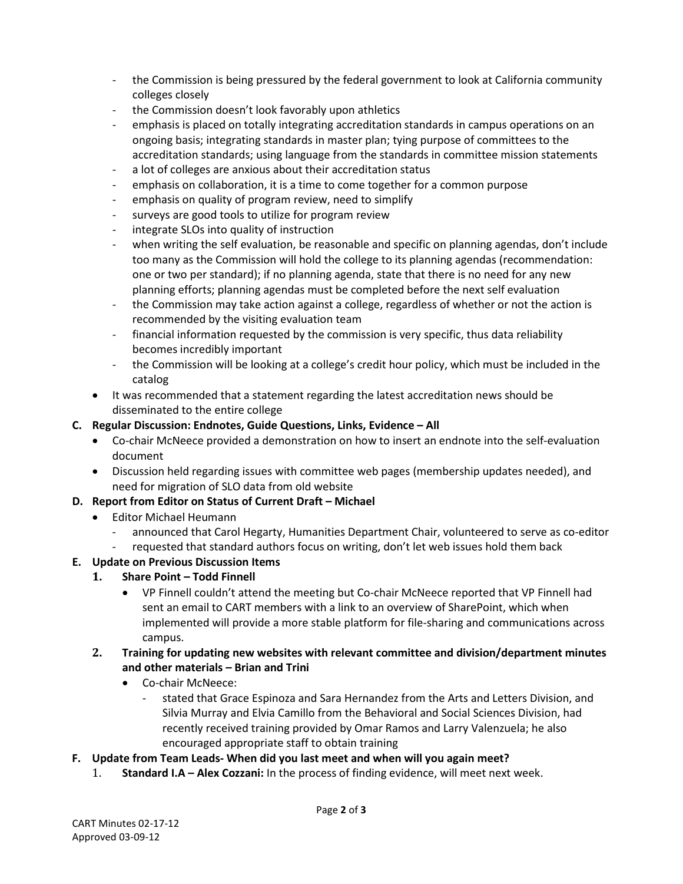- the Commission is being pressured by the federal government to look at California community colleges closely
- the Commission doesn't look favorably upon athletics
- emphasis is placed on totally integrating accreditation standards in campus operations on an ongoing basis; integrating standards in master plan; tying purpose of committees to the accreditation standards; using language from the standards in committee mission statements
- a lot of colleges are anxious about their accreditation status
- emphasis on collaboration, it is a time to come together for a common purpose
- emphasis on quality of program review, need to simplify
- surveys are good tools to utilize for program review
- integrate SLOs into quality of instruction
- when writing the self evaluation, be reasonable and specific on planning agendas, don't include too many as the Commission will hold the college to its planning agendas (recommendation: one or two per standard); if no planning agenda, state that there is no need for any new planning efforts; planning agendas must be completed before the next self evaluation
- the Commission may take action against a college, regardless of whether or not the action is recommended by the visiting evaluation team
- financial information requested by the commission is very specific, thus data reliability becomes incredibly important
- the Commission will be looking at a college's credit hour policy, which must be included in the catalog

- It was recommended that a statement regarding the latest accreditation news should be disseminated to the entire college

**C. Regular Discussion: Endnotes, Guide Questions, Links, Evidence – All**

- Co-chair McNeece provided a demonstration on how to insert an endnote into the self-evaluation document
- Discussion held regarding issues with committee web pages (membership updates needed), and need for migration of SLO data from old website

**D. Report from Editor on Status of Current Draft – Michael**

- Editor Michael Heumann
  - announced that Carol Hegarty, Humanities Department Chair, volunteered to serve as co-editor
  - requested that standard authors focus on writing, don't let web issues hold them back

**E. Update on Previous Discussion Items**

1. **Share Point – Todd Finnell**
   - VP Finnell couldn't attend the meeting but Co-chair McNeece reported that VP Finnell had sent an email to CART members with a link to an overview of SharePoint, which when implemented will provide a more stable platform for file-sharing and communications across campus.
2. **Training for updating new websites with relevant committee and division/department minutes and other materials – Brian and Trini**
   - Co-chair McNeece:
     - stated that Grace Espinoza and Sara Hernandez from the Arts and Letters Division, and Silvia Murray and Elvia Camillo from the Behavioral and Social Sciences Division, had recently received training provided by Omar Ramos and Larry Valenzuela; he also encouraged appropriate staff to obtain training

**F. Update from Team Leads- When did you last meet and when will you again meet?**

1. **Standard I.A – Alex Cozzani:** In the process of finding evidence, will meet next week.

CART Minutes 02-17-12
Approved 03-09-12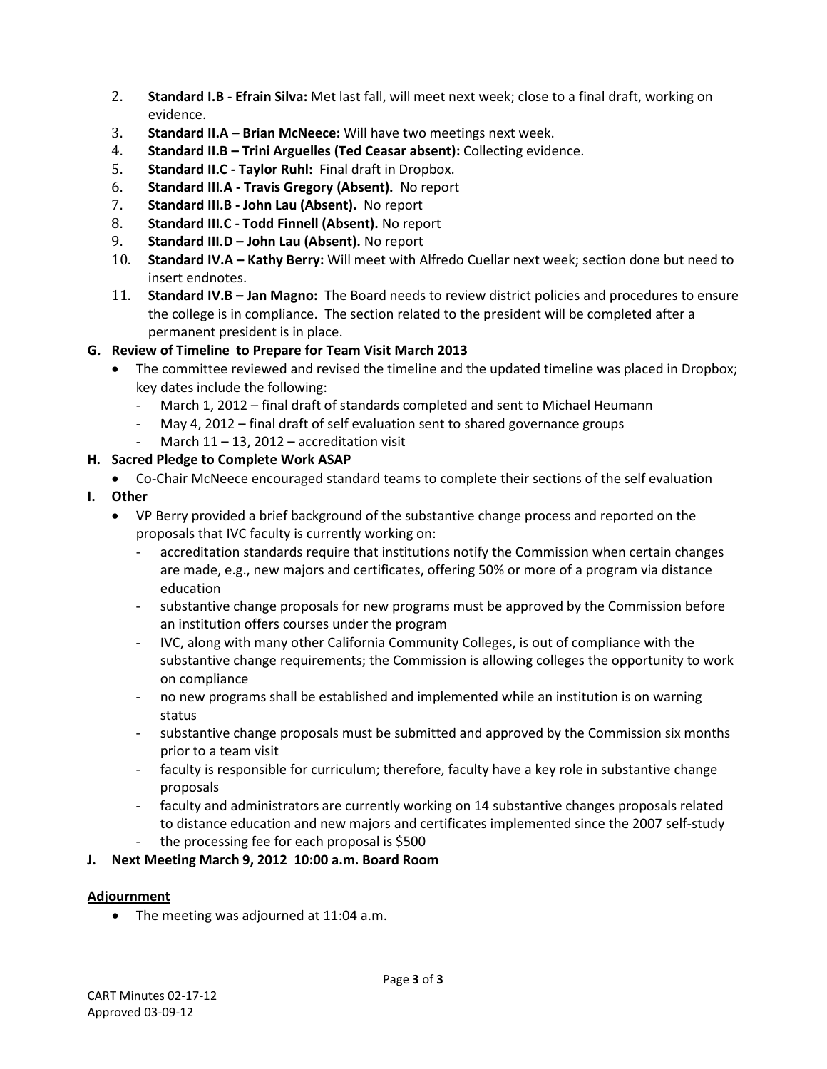2. **Standard I.B - Efrain Silva:** Met last fall, will meet next week; close to a final draft, working on evidence.
3. **Standard II.A – Brian McNeece:** Will have two meetings next week.
4. **Standard II.B – Trini Arguelles (Ted Ceasar absent):** Collecting evidence.
5. **Standard II.C - Taylor Ruhl:** Final draft in Dropbox.
6. **Standard III.A - Travis Gregory (Absent).** No report
7. **Standard III.B - John Lau (Absent).** No report
8. **Standard III.C - Todd Finnell (Absent).** No report
9. **Standard III.D – John Lau (Absent).** No report
10. **Standard IV.A – Kathy Berry:** Will meet with Alfredo Cuellar next week; section done but need to insert endnotes.
11. **Standard IV.B – Jan Magno:** The Board needs to review district policies and procedures to ensure the college is in compliance. The section related to the president will be completed after a permanent president is in place.

**G. Review of Timeline to Prepare for Team Visit March 2013**

- The committee reviewed and revised the timeline and the updated timeline was placed in Dropbox; key dates include the following:
  - March 1, 2012 – final draft of standards completed and sent to Michael Heumann
  - May 4, 2012 – final draft of self evaluation sent to shared governance groups
  - March 11 – 13, 2012 – accreditation visit

**H. Sacred Pledge to Complete Work ASAP**

- Co-Chair McNeece encouraged standard teams to complete their sections of the self evaluation

**I. Other**

- VP Berry provided a brief background of the substantive change process and reported on the proposals that IVC faculty is currently working on:
  - accreditation standards require that institutions notify the Commission when certain changes are made, e.g., new majors and certificates, offering 50% or more of a program via distance education
  - substantive change proposals for new programs must be approved by the Commission before an institution offers courses under the program
  - IVC, along with many other California Community Colleges, is out of compliance with the substantive change requirements; the Commission is allowing colleges the opportunity to work on compliance
  - no new programs shall be established and implemented while an institution is on warning status
  - substantive change proposals must be submitted and approved by the Commission six months prior to a team visit
  - faculty is responsible for curriculum; therefore, faculty have a key role in substantive change proposals
  - faculty and administrators are currently working on 14 substantive changes proposals related to distance education and new majors and certificates implemented since the 2007 self-study
  - the processing fee for each proposal is $500

**J. Next Meeting March 9, 2012 10:00 a.m. Board Room**

**Adjournment**

- The meeting was adjourned at 11:04 a.m.

CART Minutes 02-17-12
Approved 03-09-12